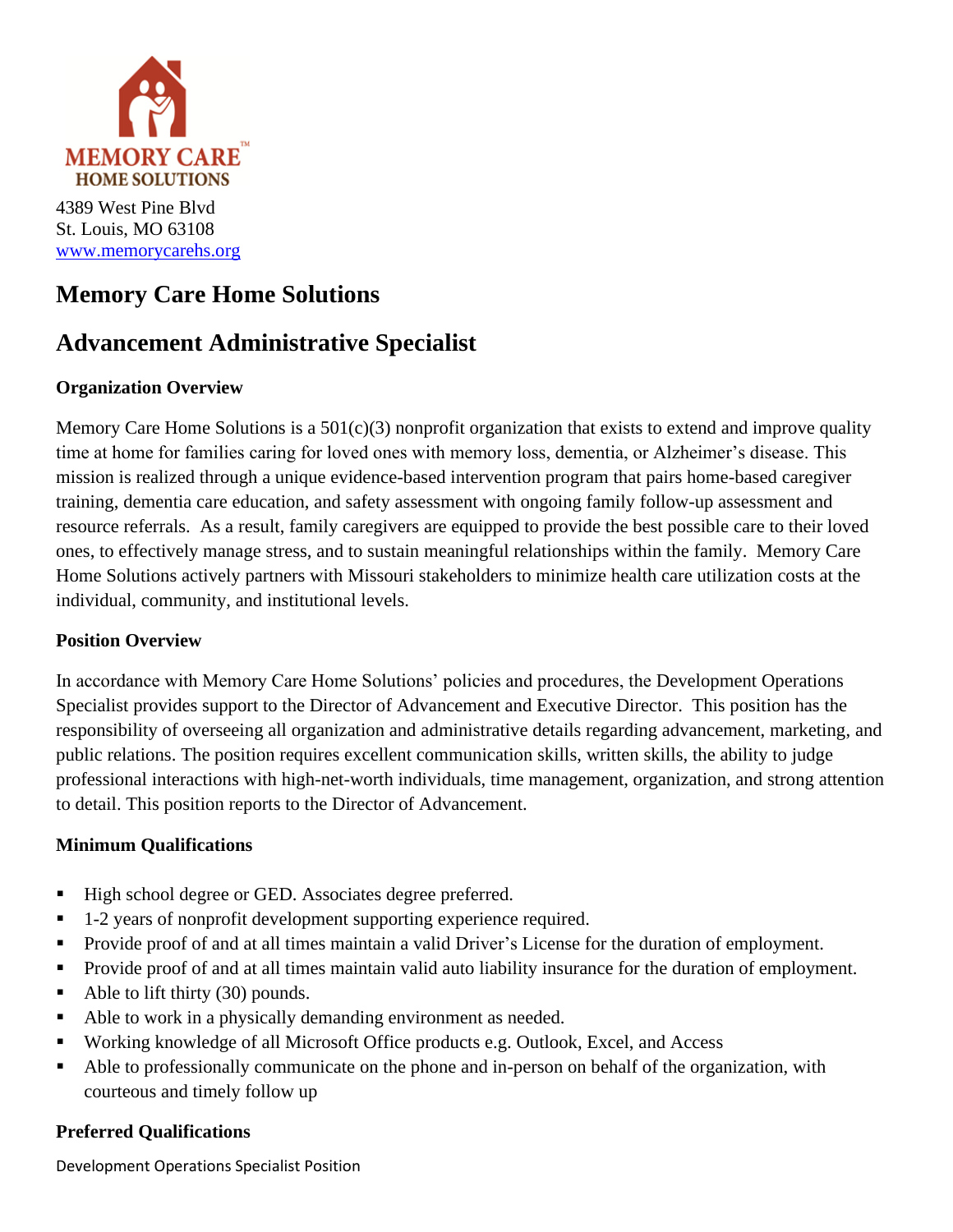MEMORY CARE™
HOME SOLUTIONS

4389 West Pine Blvd
St. Louis, MO 63108
www.memorycarehs.org

# Memory Care Home Solutions

# Advancement Administrative Specialist

### Organization Overview

Memory Care Home Solutions is a 501(c)(3) nonprofit organization that exists to extend and improve quality time at home for families caring for loved ones with memory loss, dementia, or Alzheimer's disease. This mission is realized through a unique evidence-based intervention program that pairs home-based caregiver training, dementia care education, and safety assessment with ongoing family follow-up assessment and resource referrals. As a result, family caregivers are equipped to provide the best possible care to their loved ones, to effectively manage stress, and to sustain meaningful relationships within the family. Memory Care Home Solutions actively partners with Missouri stakeholders to minimize health care utilization costs at the individual, community, and institutional levels.

### Position Overview

In accordance with Memory Care Home Solutions' policies and procedures, the Development Operations Specialist provides support to the Director of Advancement and Executive Director. This position has the responsibility of overseeing all organization and administrative details regarding advancement, marketing, and public relations. The position requires excellent communication skills, written skills, the ability to judge professional interactions with high-net-worth individuals, time management, organization, and strong attention to detail. This position reports to the Director of Advancement.

### Minimum Qualifications

- High school degree or GED. Associates degree preferred.
- 1-2 years of nonprofit development supporting experience required.
- Provide proof of and at all times maintain a valid Driver's License for the duration of employment.
- Provide proof of and at all times maintain valid auto liability insurance for the duration of employment.
- Able to lift thirty (30) pounds.
- Able to work in a physically demanding environment as needed.
- Working knowledge of all Microsoft Office products e.g. Outlook, Excel, and Access
- Able to professionally communicate on the phone and in-person on behalf of the organization, with courteous and timely follow up

### Preferred Qualifications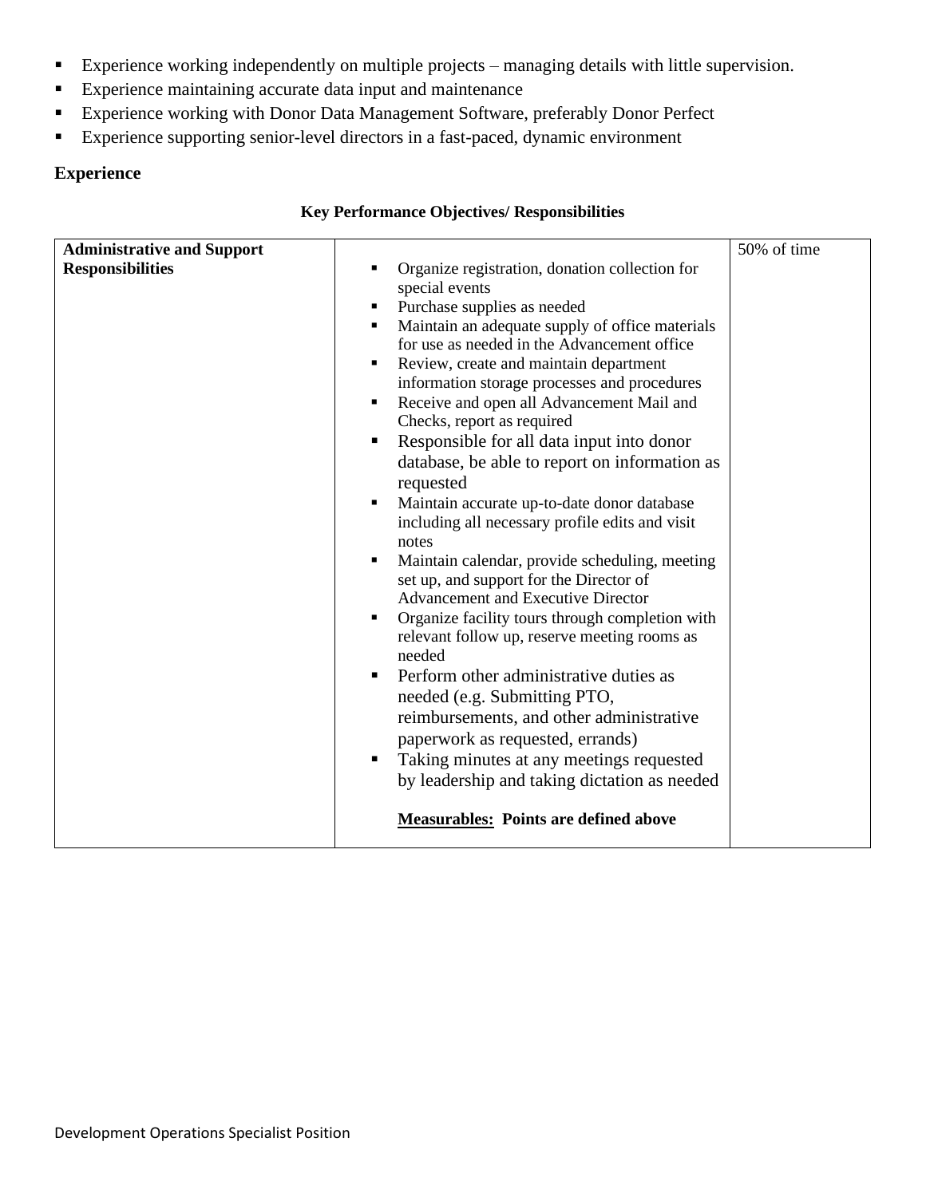- Experience working independently on multiple projects – managing details with little supervision.
- Experience maintaining accurate data input and maintenance
- Experience working with Donor Data Management Software, preferably Donor Perfect
- Experience supporting senior-level directors in a fast-paced, dynamic environment

**Experience**

**Key Performance Objectives/ Responsibilities**

| **Administrative and Support Responsibilities** | <ul><li>Organize registration, donation collection for special events</li><li>Purchase supplies as needed</li><li>Maintain an adequate supply of office materials for use as needed in the Advancement office</li><li>Review, create and maintain department information storage processes and procedures</li><li>Receive and open all Advancement Mail and Checks, report as required</li><li>Responsible for all data input into donor database, be able to report on information as requested</li><li>Maintain accurate up-to-date donor database including all necessary profile edits and visit notes</li><li>Maintain calendar, provide scheduling, meeting set up, and support for the Director of Advancement and Executive Director</li><li>Organize facility tours through completion with relevant follow up, reserve meeting rooms as needed</li><li>Perform other administrative duties as needed (e.g. Submitting PTO, reimbursements, and other administrative paperwork as requested, errands)</li><li>Taking minutes at any meetings requested by leadership and taking dictation as needed</li></ul> **Measurables: Points are defined above** | 50% of time |
|---|---|---|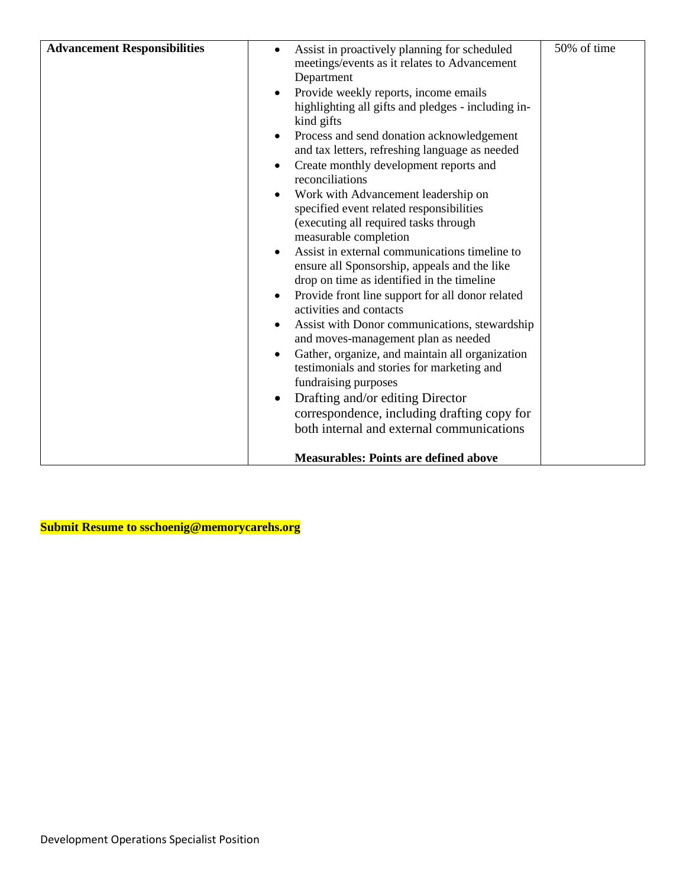| | | |
|---|---|---|
| **Advancement Responsibilities** | • Assist in proactively planning for scheduled meetings/events as it relates to Advancement Department<br>• Provide weekly reports, income emails highlighting all gifts and pledges - including in-kind gifts<br>• Process and send donation acknowledgement and tax letters, refreshing language as needed<br>• Create monthly development reports and reconciliations<br>• Work with Advancement leadership on specified event related responsibilities (executing all required tasks through measurable completion<br>• Assist in external communications timeline to ensure all Sponsorship, appeals and the like drop on time as identified in the timeline<br>• Provide front line support for all donor related activities and contacts<br>• Assist with Donor communications, stewardship and moves-management plan as needed<br>• Gather, organize, and maintain all organization testimonials and stories for marketing and fundraising purposes<br>• Drafting and/or editing Director correspondence, including drafting copy for both internal and external communications<br><br>**Measurables: Points are defined above** | 50% of time |

**Submit Resume to sschoenig@memorycarehs.org**